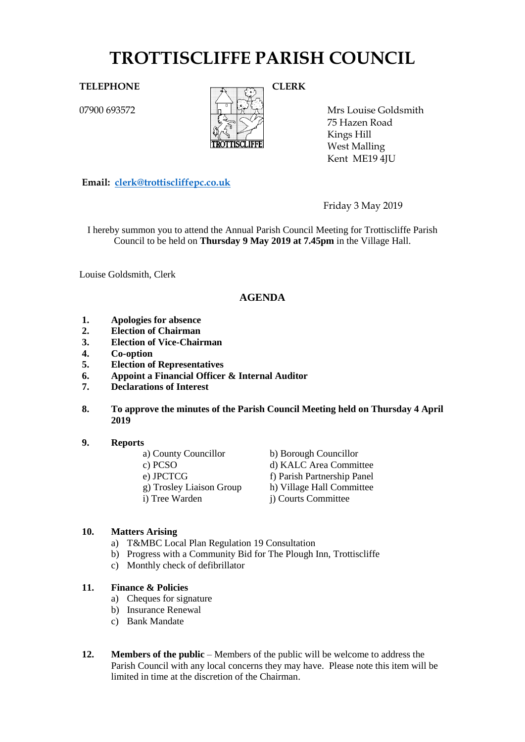# TROTTISCLIFFE PARISH COUNCIL

**TELEPHONE**

07900 693572

**CLERK**

Mrs Louise Goldsmith
75 Hazen Road
Kings Hill
West Malling
Kent ME19 4JU

**Email:** clerk@trottiscliffepc.co.uk

Friday 3 May 2019

I hereby summon you to attend the Annual Parish Council Meeting for Trottiscliffe Parish Council to be held on **Thursday 9 May 2019 at 7.45pm** in the Village Hall.

Louise Goldsmith, Clerk

## AGENDA

1. **Apologies for absence**
2. **Election of Chairman**
3. **Election of Vice-Chairman**
4. **Co-option**
5. **Election of Representatives**
6. **Appoint a Financial Officer & Internal Auditor**
7. **Declarations of Interest**
8. **To approve the minutes of the Parish Council Meeting held on Thursday 4 April 2019**
9. **Reports**
   - a) County Councillor
   - b) Borough Councillor
   - c) PCSO
   - d) KALC Area Committee
   - e) JPCTCG
   - f) Parish Partnership Panel
   - g) Trosley Liaison Group
   - h) Village Hall Committee
   - i) Tree Warden
   - j) Courts Committee
10. **Matters Arising**
    - a) T&MBC Local Plan Regulation 19 Consultation
    - b) Progress with a Community Bid for The Plough Inn, Trottiscliffe
    - c) Monthly check of defibrillator
11. **Finance & Policies**
    - a) Cheques for signature
    - b) Insurance Renewal
    - c) Bank Mandate
12. **Members of the public** – Members of the public will be welcome to address the Parish Council with any local concerns they may have. Please note this item will be limited in time at the discretion of the Chairman.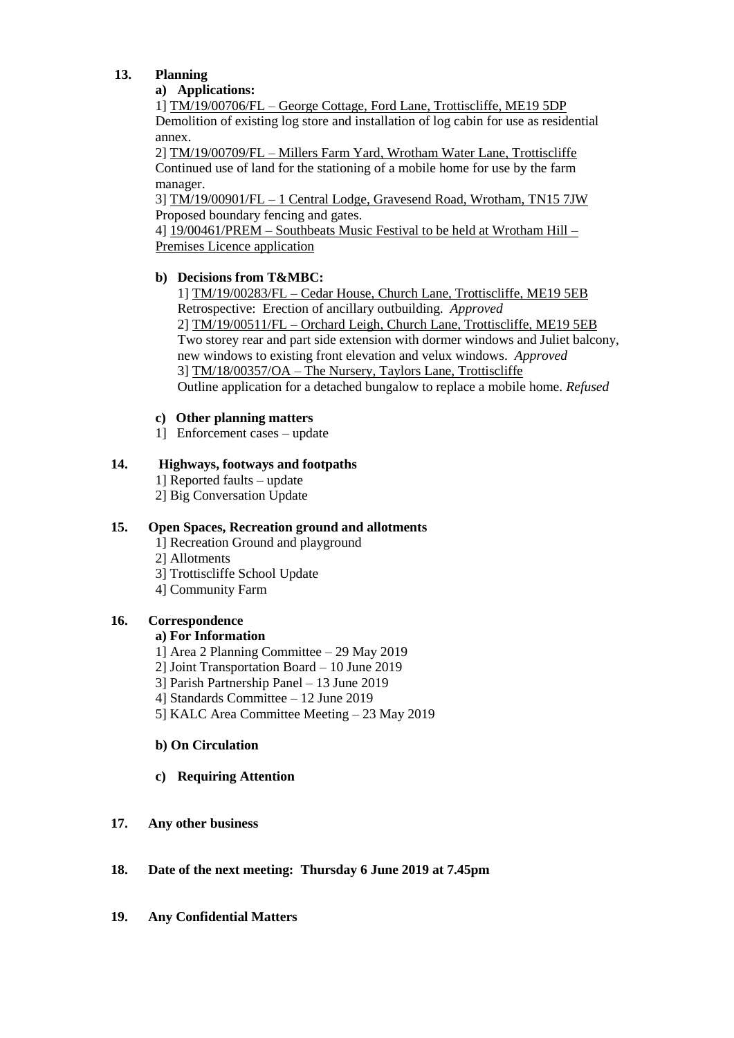**13. Planning**

**a) Applications:**

1] TM/19/00706/FL – George Cottage, Ford Lane, Trottiscliffe, ME19 5DP
Demolition of existing log store and installation of log cabin for use as residential annex.

2] TM/19/00709/FL – Millers Farm Yard, Wrotham Water Lane, Trottiscliffe
Continued use of land for the stationing of a mobile home for use by the farm manager.

3] TM/19/00901/FL – 1 Central Lodge, Gravesend Road, Wrotham, TN15 7JW
Proposed boundary fencing and gates.

4] 19/00461/PREM – Southbeats Music Festival to be held at Wrotham Hill – Premises Licence application

**b) Decisions from T&MBC:**

1] TM/19/00283/FL – Cedar House, Church Lane, Trottiscliffe, ME19 5EB
Retrospective: Erection of ancillary outbuilding. *Approved*

2] TM/19/00511/FL – Orchard Leigh, Church Lane, Trottiscliffe, ME19 5EB
Two storey rear and part side extension with dormer windows and Juliet balcony, new windows to existing front elevation and velux windows. *Approved*

3] TM/18/00357/OA – The Nursery, Taylors Lane, Trottiscliffe
Outline application for a detached bungalow to replace a mobile home. *Refused*

**c) Other planning matters**

1] Enforcement cases – update

**14. Highways, footways and footpaths**

1] Reported faults – update
2] Big Conversation Update

**15. Open Spaces, Recreation ground and allotments**

1] Recreation Ground and playground
2] Allotments
3] Trottiscliffe School Update
4] Community Farm

**16. Correspondence**

**a) For Information**

1] Area 2 Planning Committee – 29 May 2019
2] Joint Transportation Board – 10 June 2019
3] Parish Partnership Panel – 13 June 2019
4] Standards Committee – 12 June 2019
5] KALC Area Committee Meeting – 23 May 2019

**b) On Circulation**

**c) Requiring Attention**

**17. Any other business**

**18. Date of the next meeting: Thursday 6 June 2019 at 7.45pm**

**19. Any Confidential Matters**